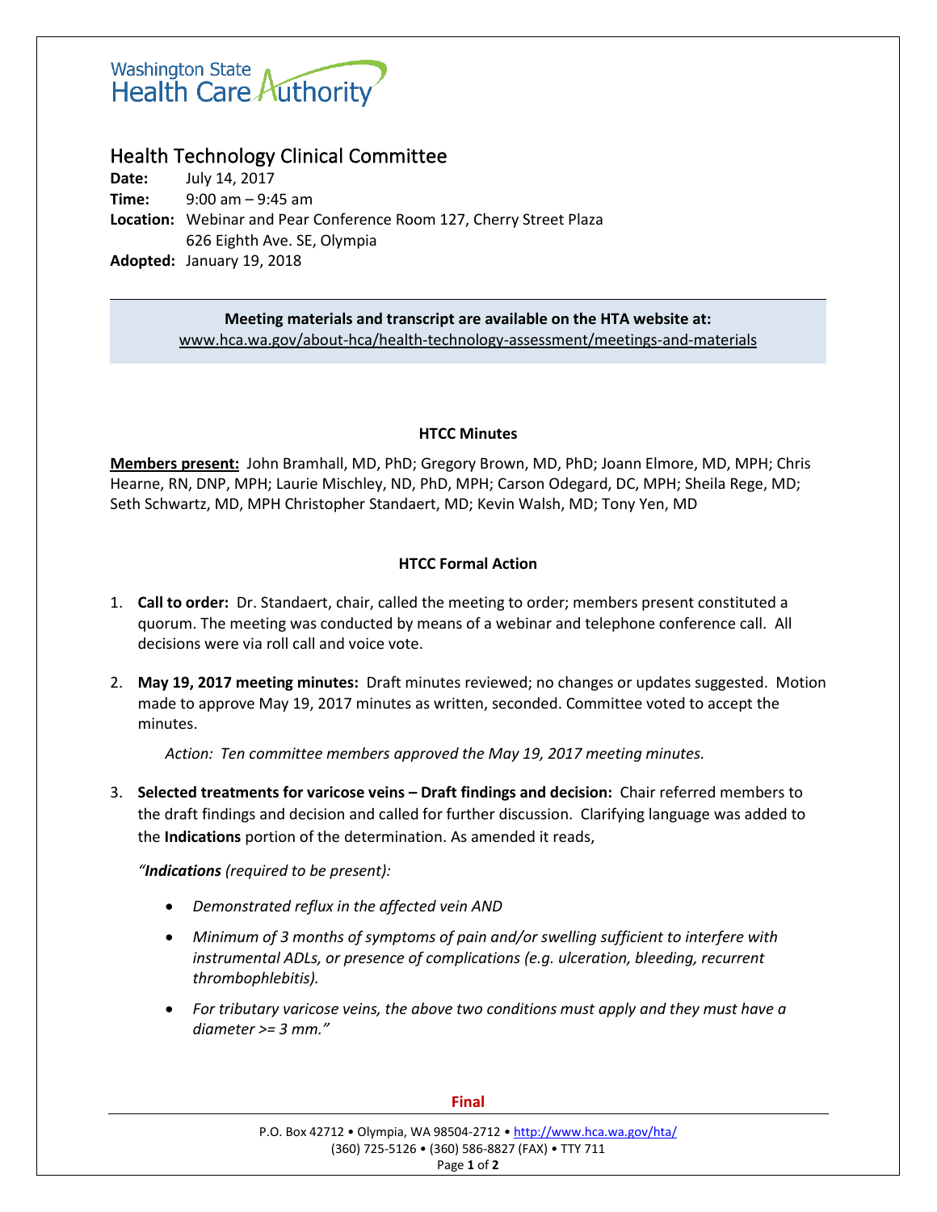Washington State Health Care Authority

# Health Technology Clinical Committee

**Date:** July 14, 2017
**Time:** 9:00 am – 9:45 am
**Location:** Webinar and Pear Conference Room 127, Cherry Street Plaza
626 Eighth Ave. SE, Olympia
**Adopted:** January 19, 2018

**Meeting materials and transcript are available on the HTA website at:**
www.hca.wa.gov/about-hca/health-technology-assessment/meetings-and-materials

## HTCC Minutes

**Members present:** John Bramhall, MD, PhD; Gregory Brown, MD, PhD; Joann Elmore, MD, MPH; Chris Hearne, RN, DNP, MPH; Laurie Mischley, ND, PhD, MPH; Carson Odegard, DC, MPH; Sheila Rege, MD; Seth Schwartz, MD, MPH Christopher Standaert, MD; Kevin Walsh, MD; Tony Yen, MD

## HTCC Formal Action

1. **Call to order:** Dr. Standaert, chair, called the meeting to order; members present constituted a quorum. The meeting was conducted by means of a webinar and telephone conference call. All decisions were via roll call and voice vote.

2. **May 19, 2017 meeting minutes:** Draft minutes reviewed; no changes or updates suggested. Motion made to approve May 19, 2017 minutes as written, seconded. Committee voted to accept the minutes.

   *Action: Ten committee members approved the May 19, 2017 meeting minutes.*

3. **Selected treatments for varicose veins – Draft findings and decision:** Chair referred members to the draft findings and decision and called for further discussion. Clarifying language was added to the **Indications** portion of the determination. As amended it reads,

   *"**Indications** (required to be present):*

   - *Demonstrated reflux in the affected vein AND*
   - *Minimum of 3 months of symptoms of pain and/or swelling sufficient to interfere with instrumental ADLs, or presence of complications (e.g. ulceration, bleeding, recurrent thrombophlebitis).*
   - *For tributary varicose veins, the above two conditions must apply and they must have a diameter >= 3 mm."*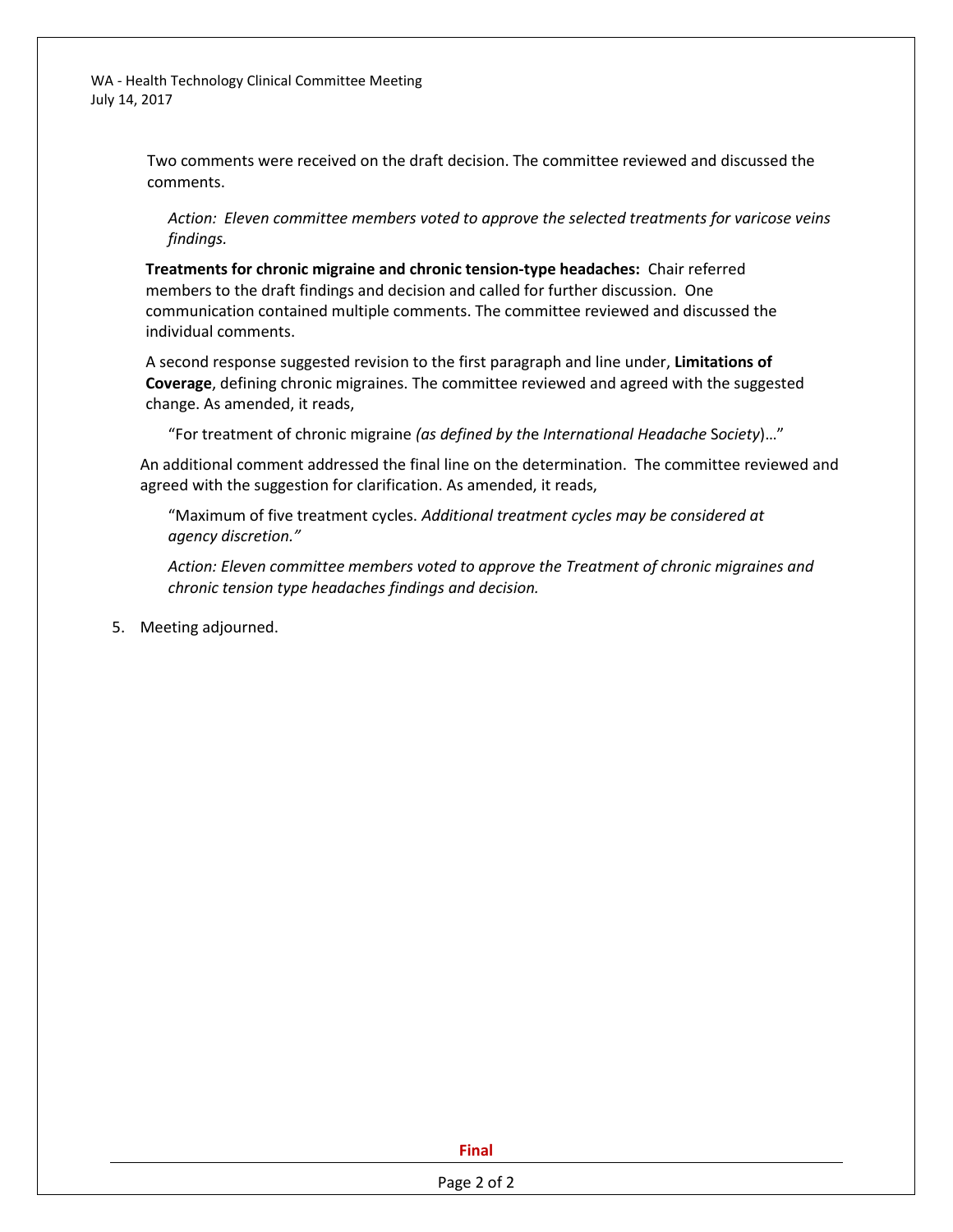Two comments were received on the draft decision. The committee reviewed and discussed the comments.

*Action: Eleven committee members voted to approve the selected treatments for varicose veins findings.*

**Treatments for chronic migraine and chronic tension-type headaches:** Chair referred members to the draft findings and decision and called for further discussion. One communication contained multiple comments. The committee reviewed and discussed the individual comments.

A second response suggested revision to the first paragraph and line under, **Limitations of Coverage**, defining chronic migraines. The committee reviewed and agreed with the suggested change. As amended, it reads,

"For treatment of chronic migraine *(as defined by the International Headache Society)*…"

An additional comment addressed the final line on the determination. The committee reviewed and agreed with the suggestion for clarification. As amended, it reads,

"Maximum of five treatment cycles. *Additional treatment cycles may be considered at agency discretion."*

*Action: Eleven committee members voted to approve the Treatment of chronic migraines and chronic tension type headaches findings and decision.*

5. Meeting adjourned.

**Final**